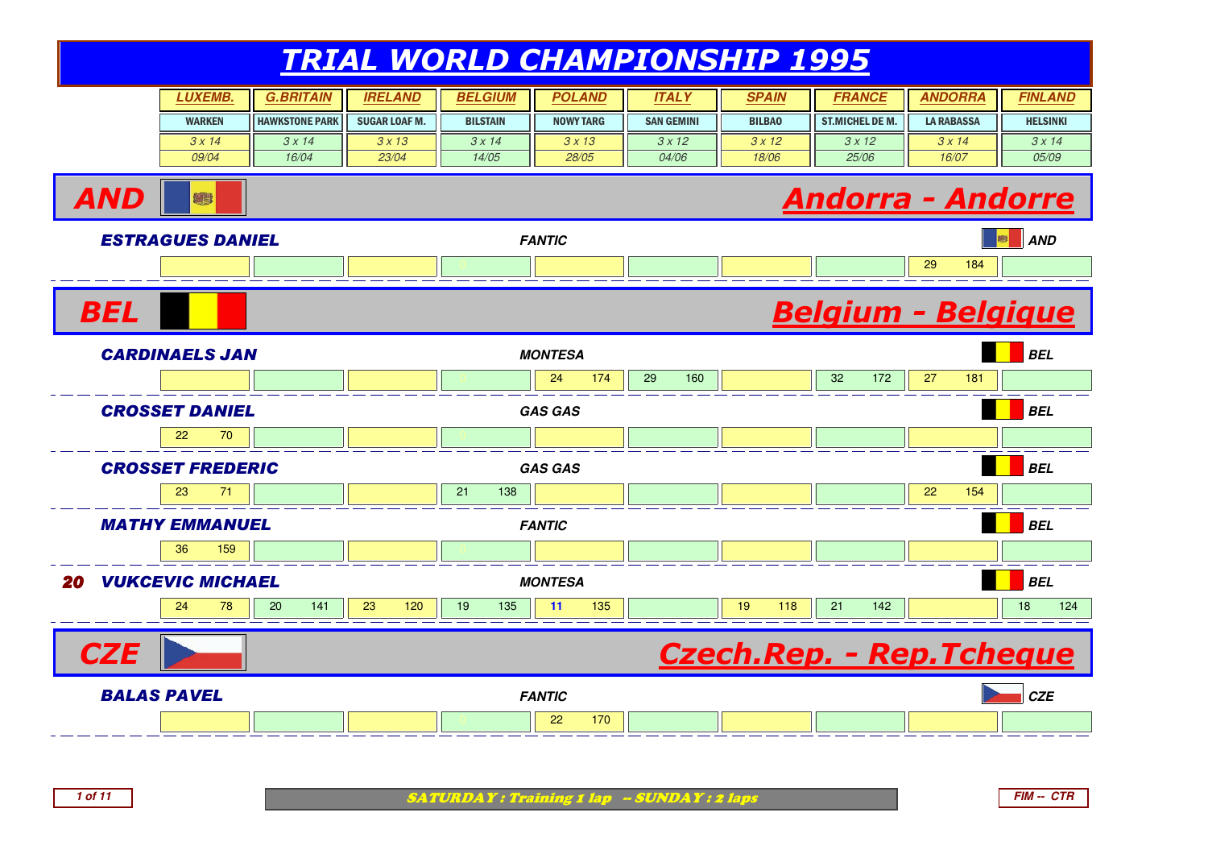# TRIAL WORLD CHAMPIONSHIP 1995

| | LUXEMB. | G.BRITAIN | IRELAND | BELGIUM | POLAND | ITALY | SPAIN | FRANCE | ANDORRA | FINLAND |
|---|---|---|---|---|---|---|---|---|---|---|
| | WARKEN | HAWKSTONE PARK | SUGAR LOAF M. | BILSTAIN | NOWY TARG | SAN GEMINI | BILBAO | ST.MICHEL DE M. | LA RABASSA | HELSINKI |
| | 3 x 14 | 3 x 14 | 3 x 13 | 3 x 14 | 3 x 13 | 3 x 12 | 3 x 12 | 3 x 12 | 3 x 14 | 3 x 14 |
| | 09/04 | 16/04 | 23/04 | 14/05 | 28/05 | 04/06 | 18/06 | 25/06 | 16/07 | 05/09 |

## AND — Andorra - Andorre

| Rider | Make | Nat. | LUXEMB. | G.BRITAIN | IRELAND | BELGIUM | POLAND | ITALY | SPAIN | FRANCE | ANDORRA | FINLAND |
|---|---|---|---|---|---|---|---|---|---|---|---|---|
| ESTRAGUES DANIEL | FANTIC | AND | | | | 0 | | | | | 29 184 | |

## BEL — Belgium - Belgique

| Rank | Rider | Make | Nat. | LUXEMB. | G.BRITAIN | IRELAND | BELGIUM | POLAND | ITALY | SPAIN | FRANCE | ANDORRA | FINLAND |
|---|---|---|---|---|---|---|---|---|---|---|---|---|---|
| | CARDINAELS JAN | MONTESA | BEL | | | | 0 | 24 174 | 29 160 | | 32 172 | 27 181 | |
| | CROSSET DANIEL | GAS GAS | BEL | 22 70 | | | 0 | | | | | | |
| | CROSSET FREDERIC | GAS GAS | BEL | 23 71 | | | 21 138 | | | | | 22 154 | |
| | MATHY EMMANUEL | FANTIC | BEL | 36 159 | | | 0 | | | | | | |
| 20 | VUKCEVIC MICHAEL | MONTESA | BEL | 24 78 | 20 141 | 23 120 | 19 135 | 11 135 | | 19 118 | 21 142 | | 18 124 |

## CZE — Czech.Rep. - Rep.Tcheque

| Rider | Make | Nat. | LUXEMB. | G.BRITAIN | IRELAND | BELGIUM | POLAND | ITALY | SPAIN | FRANCE | ANDORRA | FINLAND |
|---|---|---|---|---|---|---|---|---|---|---|---|---|
| BALAS PAVEL | FANTIC | CZE | | | | 0 | 22 170 | | | | | |

SATURDAY : Training 1 lap -- SUNDAY : 2 laps

FIM -- CTR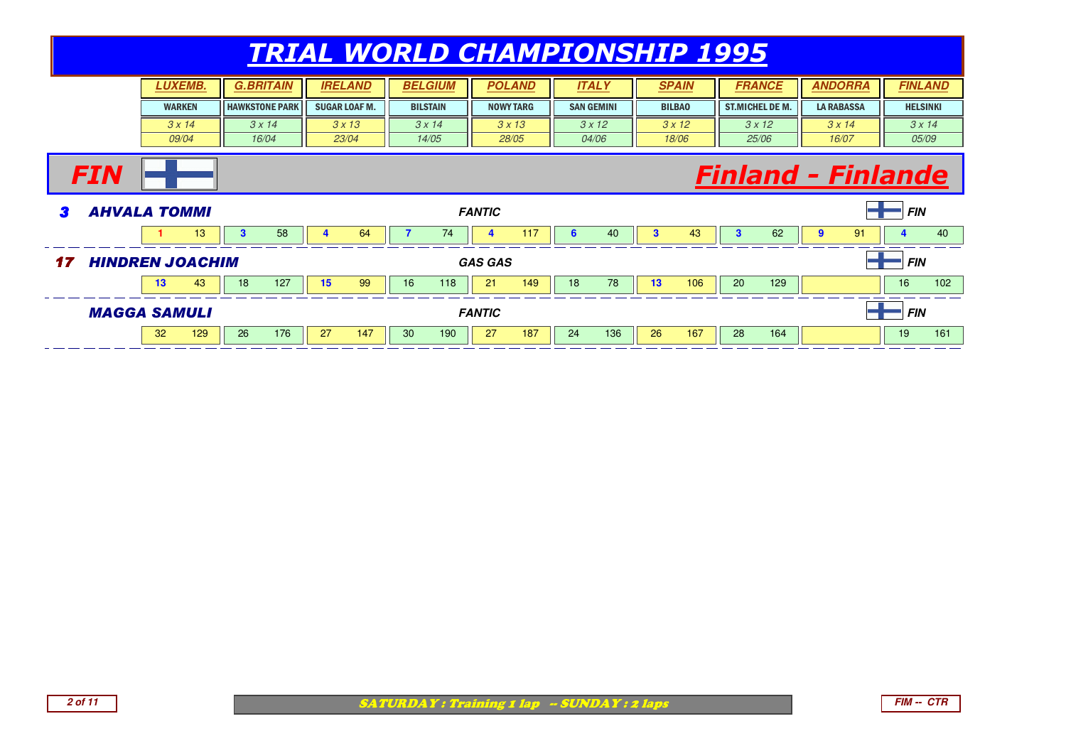# TRIAL WORLD CHAMPIONSHIP 1995

| | LUXEMB. | G.BRITAIN | IRELAND | BELGIUM | POLAND | ITALY | SPAIN | FRANCE | ANDORRA | FINLAND |
|---|---|---|---|---|---|---|---|---|---|---|
| | WARKEN | HAWKSTONE PARK | SUGAR LOAF M. | BILSTAIN | NOWY TARG | SAN GEMINI | BILBAO | ST.MICHEL DE M. | LA RABASSA | HELSINKI |
| | 3 x 14 | 3 x 14 | 3 x 13 | 3 x 14 | 3 x 13 | 3 x 12 | 3 x 12 | 3 x 12 | 3 x 14 | 3 x 14 |
| | 09/04 | 16/04 | 23/04 | 14/05 | 28/05 | 04/06 | 18/06 | 25/06 | 16/07 | 05/09 |

## FIN — Finland - Finlande

| Rider | LUXEMB. | G.BRITAIN | IRELAND | BELGIUM | POLAND | ITALY | SPAIN | FRANCE | ANDORRA | FINLAND |
|---|---|---|---|---|---|---|---|---|---|---|
| **3 AHVALA TOMMI** — FANTIC — FIN | 1 / 13 | 3 / 58 | 4 / 64 | 7 / 74 | 4 / 117 | 6 / 40 | 3 / 43 | 3 / 62 | 9 / 91 | 4 / 40 |
| **17 HINDREN JOACHIM** — GAS GAS — FIN | 13 / 43 | 18 / 127 | 15 / 99 | 16 / 118 | 21 / 149 | 18 / 78 | 13 / 106 | 20 / 129 | | 16 / 102 |
| **MAGGA SAMULI** — FANTIC — FIN | 32 / 129 | 26 / 176 | 27 / 147 | 30 / 190 | 27 / 187 | 24 / 136 | 26 / 167 | 28 / 164 | | 19 / 161 |

SATURDAY : Training 1 lap -- SUNDAY : 2 laps

FIM -- CTR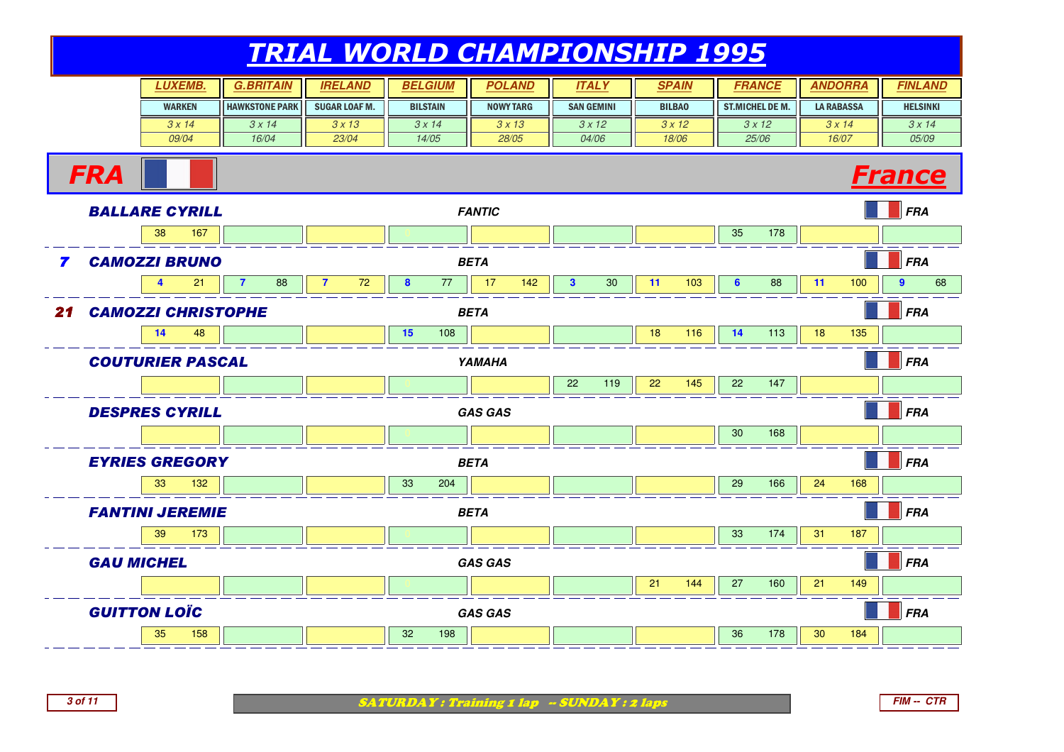# TRIAL WORLD CHAMPIONSHIP 1995

| | LUXEMB. | G.BRITAIN | IRELAND | BELGIUM | POLAND | ITALY | SPAIN | FRANCE | ANDORRA | FINLAND |
|---|---|---|---|---|---|---|---|---|---|---|
| | WARKEN | HAWKSTONE PARK | SUGAR LOAF M. | BILSTAIN | NOWY TARG | SAN GEMINI | BILBAO | ST.MICHEL DE M. | LA RABASSA | HELSINKI |
| | 3 x 14 | 3 x 14 | 3 x 13 | 3 x 14 | 3 x 13 | 3 x 12 | 3 x 12 | 3 x 12 | 3 x 14 | 3 x 14 |
| | 09/04 | 16/04 | 23/04 | 14/05 | 28/05 | 04/06 | 18/06 | 25/06 | 16/07 | 05/09 |

## FRA — France

| Rank | Rider | Make | Nat. | LUXEMB. | G.BRITAIN | IRELAND | BELGIUM | POLAND | ITALY | SPAIN | FRANCE | ANDORRA | FINLAND |
|---|---|---|---|---|---|---|---|---|---|---|---|---|---|
| | BALLARE CYRILL | FANTIC | FRA | 38 167 | | | 0 | | | | 35 178 | | |
| 7 | CAMOZZI BRUNO | BETA | FRA | 4 21 | 7 88 | 7 72 | 8 77 | 17 142 | 3 30 | 11 103 | 6 88 | 11 100 | 9 68 |
| 21 | CAMOZZI CHRISTOPHE | BETA | FRA | 14 48 | | | 15 108 | | | 18 116 | 14 113 | 18 135 | |
| | COUTURIER PASCAL | YAMAHA | FRA | | | | 0 | | 22 119 | 22 145 | 22 147 | | |
| | DESPRES CYRILL | GAS GAS | FRA | | | | 0 | | | | 30 168 | | |
| | EYRIES GREGORY | BETA | FRA | 33 132 | | | 33 204 | | | | 29 166 | 24 168 | |
| | FANTINI JEREMIE | BETA | FRA | 39 173 | | | 0 | | | | 33 174 | 31 187 | |
| | GAU MICHEL | GAS GAS | FRA | | | | 0 | | | 21 144 | 27 160 | 21 149 | |
| | GUITTON LOÏC | GAS GAS | FRA | 35 158 | | | 32 198 | | | | 36 178 | 30 184 | |

SATURDAY : Training 1 lap -- SUNDAY : 2 laps

FIM -- CTR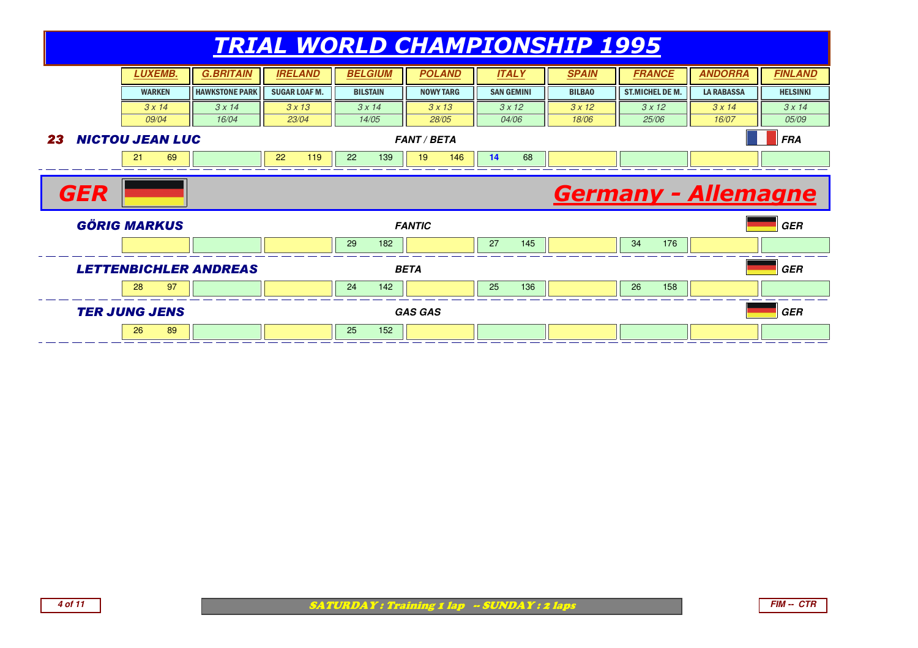# TRIAL WORLD CHAMPIONSHIP 1995

| | LUXEMB. | G.BRITAIN | IRELAND | BELGIUM | POLAND | ITALY | SPAIN | FRANCE | ANDORRA | FINLAND |
|---|---|---|---|---|---|---|---|---|---|---|
| | WARKEN | HAWKSTONE PARK | SUGAR LOAF M. | BILSTAIN | NOWY TARG | SAN GEMINI | BILBAO | ST.MICHEL DE M. | LA RABASSA | HELSINKI |
| | 3 x 14 | 3 x 14 | 3 x 13 | 3 x 14 | 3 x 13 | 3 x 12 | 3 x 12 | 3 x 12 | 3 x 14 | 3 x 14 |
| | 09/04 | 16/04 | 23/04 | 14/05 | 28/05 | 04/06 | 18/06 | 25/06 | 16/07 | 05/09 |
| **23 NICTOU JEAN LUC** — FANT / BETA — FRA | 21 69 | | 22 119 | 22 139 | 19 146 | **14** 68 | | | | |

## GER — Germany - Allemagne

| | LUXEMB. | G.BRITAIN | IRELAND | BELGIUM | POLAND | ITALY | SPAIN | FRANCE | ANDORRA | FINLAND |
|---|---|---|---|---|---|---|---|---|---|---|
| **GÖRIG MARKUS** — FANTIC — GER | | | | 29 182 | | 27 145 | | 34 176 | | |
| **LETTENBICHLER ANDREAS** — BETA — GER | 28 97 | | | 24 142 | | 25 136 | | 26 158 | | |
| **TER JUNG JENS** — GAS GAS — GER | 26 89 | | | 25 152 | | | | | | |

SATURDAY : Training 1 lap -- SUNDAY : 2 laps

FIM -- CTR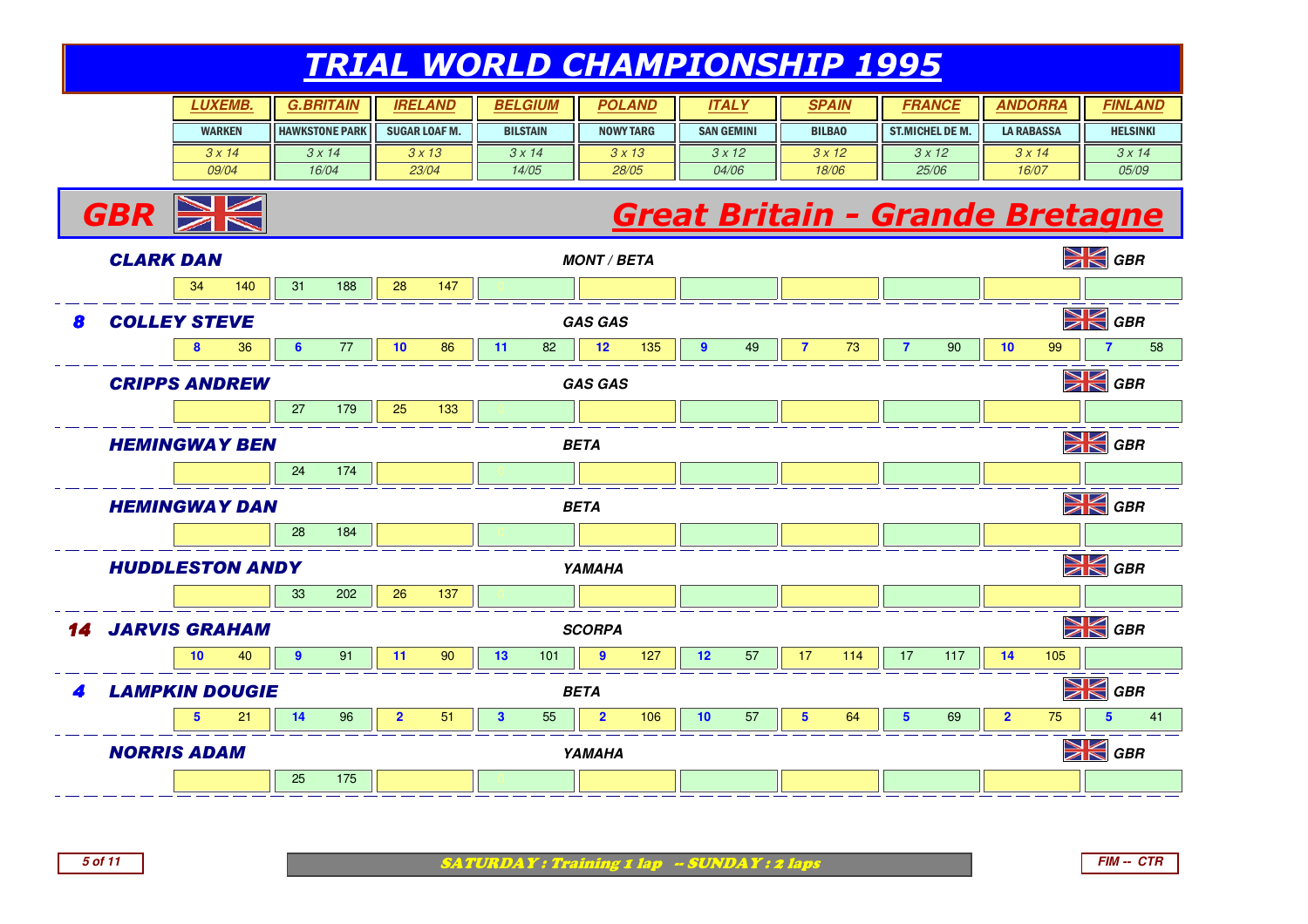# TRIAL WORLD CHAMPIONSHIP 1995

| LUXEMB. | G.BRITAIN | IRELAND | BELGIUM | POLAND | ITALY | SPAIN | FRANCE | ANDORRA | FINLAND |
|---|---|---|---|---|---|---|---|---|---|
| WARKEN | HAWKSTONE PARK | SUGAR LOAF M. | BILSTAIN | NOWY TARG | SAN GEMINI | BILBAO | ST.MICHEL DE M. | LA RABASSA | HELSINKI |
| 3 x 14 | 3 x 14 | 3 x 13 | 3 x 14 | 3 x 13 | 3 x 12 | 3 x 12 | 3 x 12 | 3 x 14 | 3 x 14 |
| 09/04 | 16/04 | 23/04 | 14/05 | 28/05 | 04/06 | 18/06 | 25/06 | 16/07 | 05/09 |

## GBR — Great Britain - Grande Bretagne

| Rank | Rider | Machine | Nat. | LUXEMB. | G.BRITAIN | IRELAND | BELGIUM | POLAND | ITALY | SPAIN | FRANCE | ANDORRA | FINLAND |
|---|---|---|---|---|---|---|---|---|---|---|---|---|---|
| | CLARK DAN | MONT / BETA | GBR | 34 140 | 31 188 | 28 147 | 0 | | | | | | |
| 8 | COLLEY STEVE | GAS GAS | GBR | 8 36 | 6 77 | 10 86 | 11 82 | 12 135 | 9 49 | 7 73 | 7 90 | 10 99 | 7 58 |
| | CRIPPS ANDREW | GAS GAS | GBR | | 27 179 | 25 133 | 0 | | | | | | |
| | HEMINGWAY BEN | BETA | GBR | | 24 174 | | 0 | | | | | | |
| | HEMINGWAY DAN | BETA | GBR | | 28 184 | | 0 | | | | | | |
| | HUDDLESTON ANDY | YAMAHA | GBR | | 33 202 | 26 137 | 0 | | | | | | |
| 14 | JARVIS GRAHAM | SCORPA | GBR | 10 40 | 9 91 | 11 90 | 13 101 | 9 127 | 12 57 | 17 114 | 17 117 | 14 105 | |
| 4 | LAMPKIN DOUGIE | BETA | GBR | 5 21 | 14 96 | 2 51 | 3 55 | 2 106 | 10 57 | 5 64 | 5 69 | 2 75 | 5 41 |
| | NORRIS ADAM | YAMAHA | GBR | | 25 175 | | 0 | | | | | | |

SATURDAY : Training 1 lap -- SUNDAY : 2 laps

FIM -- CTR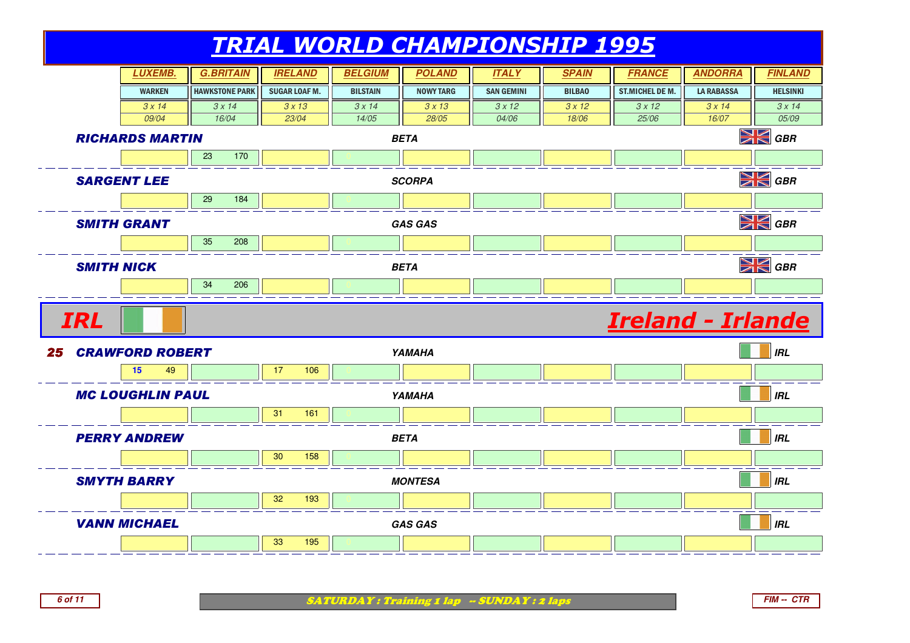# TRIAL WORLD CHAMPIONSHIP 1995

| Rider | | LUXEMB. | G.BRITAIN | IRELAND | BELGIUM | POLAND | ITALY | SPAIN | FRANCE | ANDORRA | FINLAND |
|---|---|---|---|---|---|---|---|---|---|---|---|
| | | WARKEN | HAWKSTONE PARK | SUGAR LOAF M. | BILSTAIN | NOWY TARG | SAN GEMINI | BILBAO | ST.MICHEL DE M. | LA RABASSA | HELSINKI |
| | | 3 x 14 | 3 x 14 | 3 x 13 | 3 x 14 | 3 x 13 | 3 x 12 | 3 x 12 | 3 x 12 | 3 x 14 | 3 x 14 |
| | | 09/04 | 16/04 | 23/04 | 14/05 | 28/05 | 04/06 | 18/06 | 25/06 | 16/07 | 05/09 |
| **RICHARDS MARTIN** – BETA – GBR | | | 23 170 | | 0 | | | | | | |
| **SARGENT LEE** – SCORPA – GBR | | | 29 184 | | 0 | | | | | | |
| **SMITH GRANT** – GAS GAS – GBR | | | 35 208 | | 0 | | | | | | |
| **SMITH NICK** – BETA – GBR | | | 34 206 | | 0 | | | | | | |

## IRL — Ireland - Irlande

| Rider | | LUXEMB. | G.BRITAIN | IRELAND | BELGIUM | POLAND | ITALY | SPAIN | FRANCE | ANDORRA | FINLAND |
|---|---|---|---|---|---|---|---|---|---|---|---|
| **CRAWFORD ROBERT** – YAMAHA – IRL | 25 | 15 49 | | 17 106 | 0 | | | | | | |
| **MC LOUGHLIN PAUL** – YAMAHA – IRL | | | | 31 161 | 0 | | | | | | |
| **PERRY ANDREW** – BETA – IRL | | | | 30 158 | 0 | | | | | | |
| **SMYTH BARRY** – MONTESA – IRL | | | | 32 193 | 0 | | | | | | |
| **VANN MICHAEL** – GAS GAS – IRL | | | | 33 195 | 0 | | | | | | |

SATURDAY : Training 1 lap -- SUNDAY : 2 laps

FIM -- CTR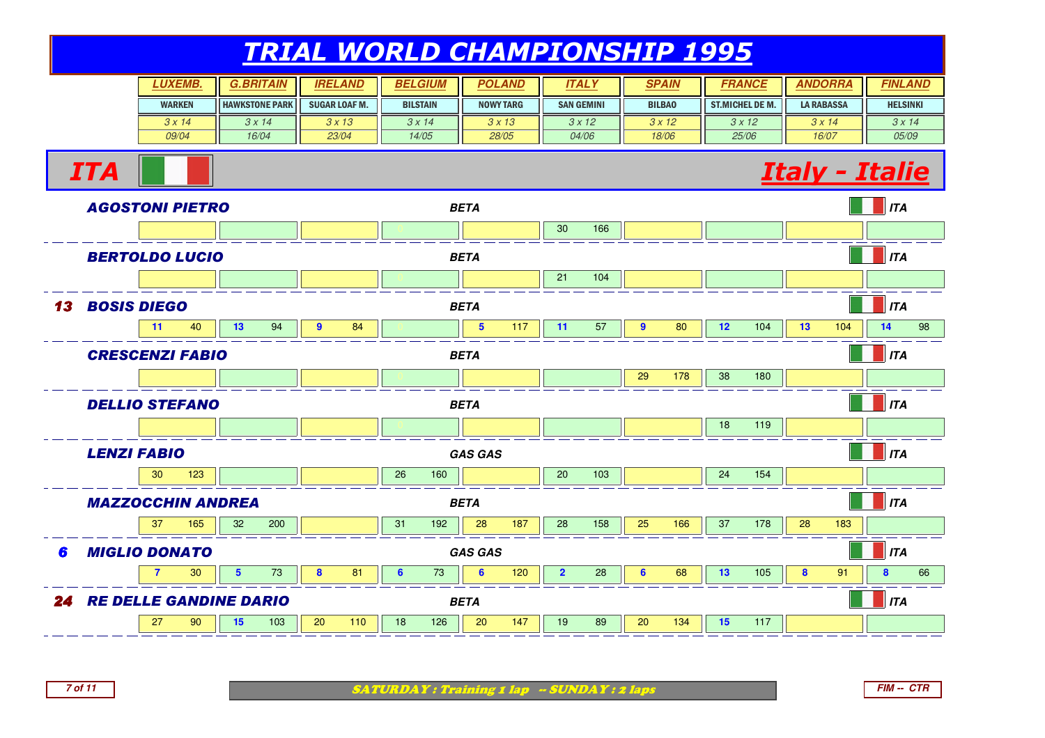# TRIAL WORLD CHAMPIONSHIP 1995

| | LUXEMB. | G.BRITAIN | IRELAND | BELGIUM | POLAND | ITALY | SPAIN | FRANCE | ANDORRA | FINLAND |
|---|---|---|---|---|---|---|---|---|---|---|
| | WARKEN | HAWKSTONE PARK | SUGAR LOAF M. | BILSTAIN | NOWY TARG | SAN GEMINI | BILBAO | ST.MICHEL DE M. | LA RABASSA | HELSINKI |
| | 3 x 14 | 3 x 14 | 3 x 13 | 3 x 14 | 3 x 13 | 3 x 12 | 3 x 12 | 3 x 12 | 3 x 14 | 3 x 14 |
| | 09/04 | 16/04 | 23/04 | 14/05 | 28/05 | 04/06 | 18/06 | 25/06 | 16/07 | 05/09 |

## ITA — Italy - Italie

| Rank | Rider | Make | Nation | LUXEMB. | G.BRITAIN | IRELAND | BELGIUM | POLAND | ITALY | SPAIN | FRANCE | ANDORRA | FINLAND |
|---|---|---|---|---|---|---|---|---|---|---|---|---|---|
| | AGOSTONI PIETRO | BETA | ITA | | | | 0 | | 30 166 | | | | |
| | BERTOLDO LUCIO | BETA | ITA | | | | 0 | | 21 104 | | | | |
| 13 | BOSIS DIEGO | BETA | ITA | 11 40 | 13 94 | 9 84 | 0 | 5 117 | 11 57 | 9 80 | 12 104 | 13 104 | 14 98 |
| | CRESCENZI FABIO | BETA | ITA | | | | 0 | | | 29 178 | 38 180 | | |
| | DELLIO STEFANO | BETA | ITA | | | | 0 | | | | 18 119 | | |
| | LENZI FABIO | GAS GAS | ITA | 30 123 | | | 26 160 | | 20 103 | | 24 154 | | |
| | MAZZOCCHIN ANDREA | BETA | ITA | 37 165 | 32 200 | | 31 192 | 28 187 | 28 158 | 25 166 | 37 178 | 28 183 | |
| 6 | MIGLIO DONATO | GAS GAS | ITA | 7 30 | 5 73 | 8 81 | 6 73 | 6 120 | 2 28 | 6 68 | 13 105 | 8 91 | 8 66 |
| 24 | RE DELLE GANDINE DARIO | BETA | ITA | 27 90 | 15 103 | 20 110 | 18 126 | 20 147 | 19 89 | 20 134 | 15 117 | | |

SATURDAY : Training 1 lap -- SUNDAY : 2 laps

FIM -- CTR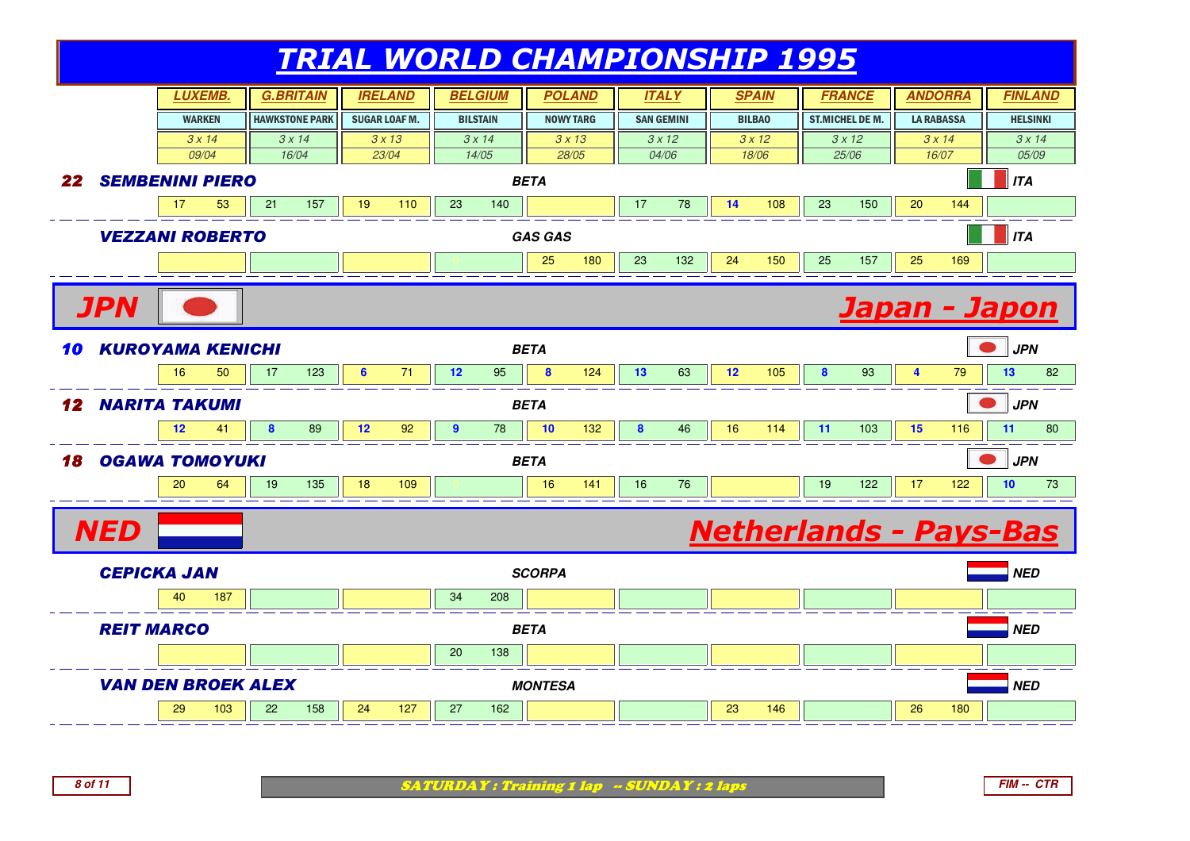# TRIAL WORLD CHAMPIONSHIP 1995

| | LUXEMB. | | G.BRITAIN | | IRELAND | | BELGIUM | | POLAND | | ITALY | | SPAIN | | FRANCE | | ANDORRA | | FINLAND | |
|---|---|---|---|---|---|---|---|---|---|---|---|---|---|---|---|---|---|---|---|---|
| | WARKEN | | HAWKSTONE PARK | | SUGAR LOAF M. | | BILSTAIN | | NOWY TARG | | SAN GEMINI | | BILBAO | | ST.MICHEL DE M. | | LA RABASSA | | HELSINKI | |
| | 3 x 14 | | 3 x 14 | | 3 x 13 | | 3 x 14 | | 3 x 13 | | 3 x 12 | | 3 x 12 | | 3 x 12 | | 3 x 14 | | 3 x 14 | |
| | 09/04 | | 16/04 | | 23/04 | | 14/05 | | 28/05 | | 04/06 | | 18/06 | | 25/06 | | 16/07 | | 05/09 | |
| **22 SEMBENINI PIERO** — BETA — ITA | 17 | 53 | 21 | 157 | 19 | 110 | 23 | 140 | | | 17 | 78 | **14** | 108 | 23 | 150 | 20 | 144 | | |
| **VEZZANI ROBERTO** — GAS GAS — ITA | | | | | | | 0 | | 25 | 180 | 23 | 132 | 24 | 150 | 25 | 157 | 25 | 169 | | |

## JPN — Japan - Japon

| | LUXEMB. | | G.BRITAIN | | IRELAND | | BELGIUM | | POLAND | | ITALY | | SPAIN | | FRANCE | | ANDORRA | | FINLAND | |
|---|---|---|---|---|---|---|---|---|---|---|---|---|---|---|---|---|---|---|---|---|
| **10 KUROYAMA KENICHI** — BETA — JPN | 16 | 50 | 17 | 123 | **6** | 71 | **12** | 95 | **8** | 124 | **13** | 63 | **12** | 105 | **8** | 93 | **4** | 79 | **13** | 82 |
| **12 NARITA TAKUMI** — BETA — JPN | **12** | 41 | **8** | 89 | **12** | 92 | **9** | 78 | **10** | 132 | **8** | 46 | 16 | 114 | **11** | 103 | **15** | 116 | **11** | 80 |
| **18 OGAWA TOMOYUKI** — BETA — JPN | 20 | 64 | 19 | 135 | 18 | 109 | 0 | | 16 | 141 | 16 | 76 | | | 19 | 122 | 17 | 122 | **10** | 73 |

## NED — Netherlands - Pays-Bas

| | LUXEMB. | | G.BRITAIN | | IRELAND | | BELGIUM | | POLAND | | ITALY | | SPAIN | | FRANCE | | ANDORRA | | FINLAND | |
|---|---|---|---|---|---|---|---|---|---|---|---|---|---|---|---|---|---|---|---|---|
| **CEPICKA JAN** — SCORPA — NED | 40 | 187 | | | | | 34 | 208 | | | | | | | | | | | | |
| **REIT MARCO** — BETA — NED | | | | | | | 20 | 138 | | | | | | | | | | | | |
| **VAN DEN BROEK ALEX** — MONTESA — NED | 29 | 103 | 22 | 158 | 24 | 127 | 27 | 162 | | | | | 23 | 146 | | | 26 | 180 | | |

SATURDAY : Training 1 lap -- SUNDAY : 2 laps

FIM -- CTR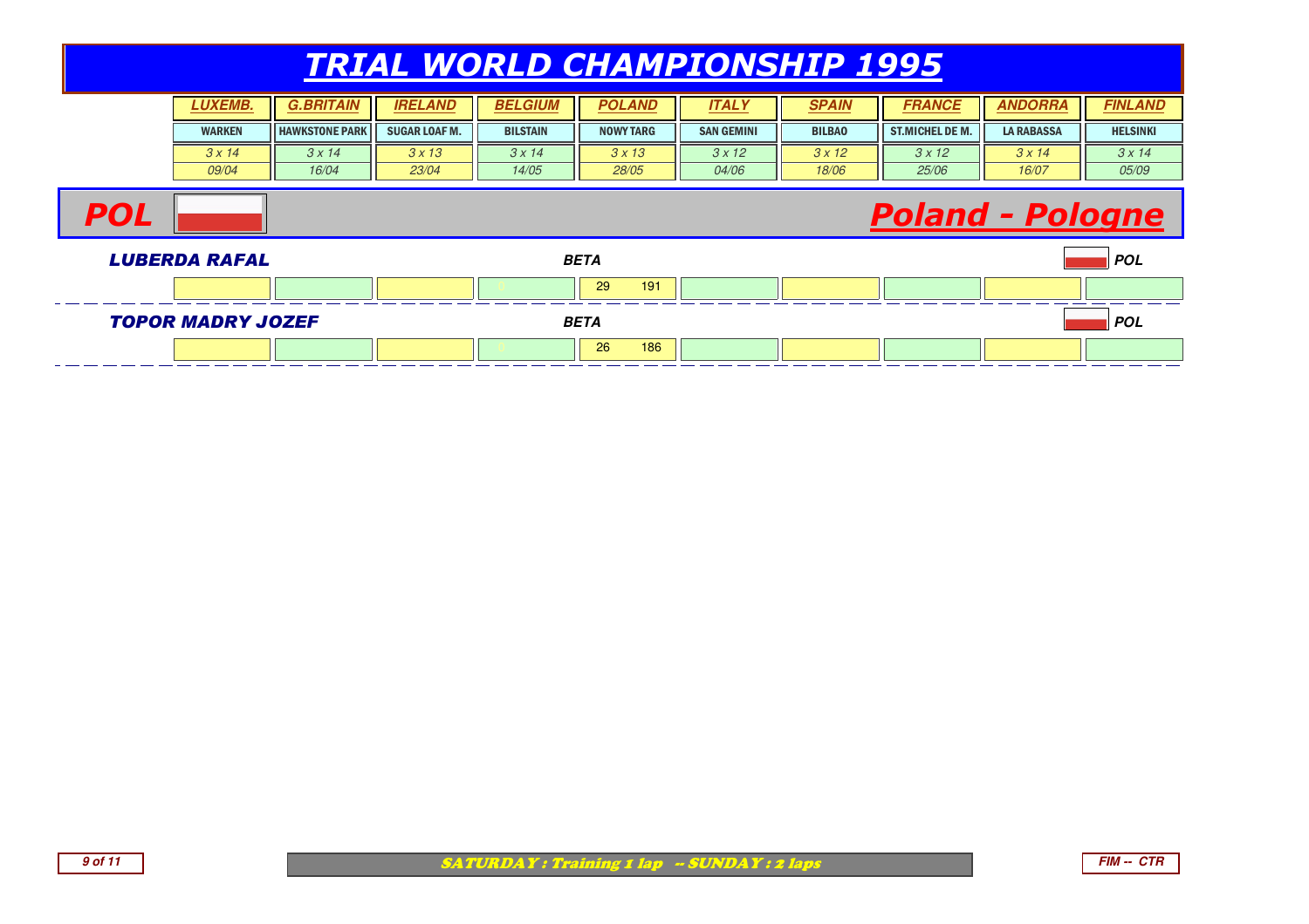# TRIAL WORLD CHAMPIONSHIP 1995

| LUXEMB. | G.BRITAIN | IRELAND | BELGIUM | POLAND | ITALY | SPAIN | FRANCE | ANDORRA | FINLAND |
|---|---|---|---|---|---|---|---|---|---|
| WARKEN | HAWKSTONE PARK | SUGAR LOAF M. | BILSTAIN | NOWY TARG | SAN GEMINI | BILBAO | ST.MICHEL DE M. | LA RABASSA | HELSINKI |
| 3 x 14 | 3 x 14 | 3 x 13 | 3 x 14 | 3 x 13 | 3 x 12 | 3 x 12 | 3 x 12 | 3 x 14 | 3 x 14 |
| 09/04 | 16/04 | 23/04 | 14/05 | 28/05 | 04/06 | 18/06 | 25/06 | 16/07 | 05/09 |

## POL — Poland - Pologne

**LUBERDA RAFAL** — BETA — POL

| LUXEMB. | G.BRITAIN | IRELAND | BELGIUM | POLAND | ITALY | SPAIN | FRANCE | ANDORRA | FINLAND |
|---|---|---|---|---|---|---|---|---|---|
| | | | 0 | 29 191 | | | | | |

**TOPOR MADRY JOZEF** — BETA — POL

| LUXEMB. | G.BRITAIN | IRELAND | BELGIUM | POLAND | ITALY | SPAIN | FRANCE | ANDORRA | FINLAND |
|---|---|---|---|---|---|---|---|---|---|
| | | | 0 | 26 186 | | | | | |

SATURDAY : Training 1 lap -- SUNDAY : 2 laps

FIM -- CTR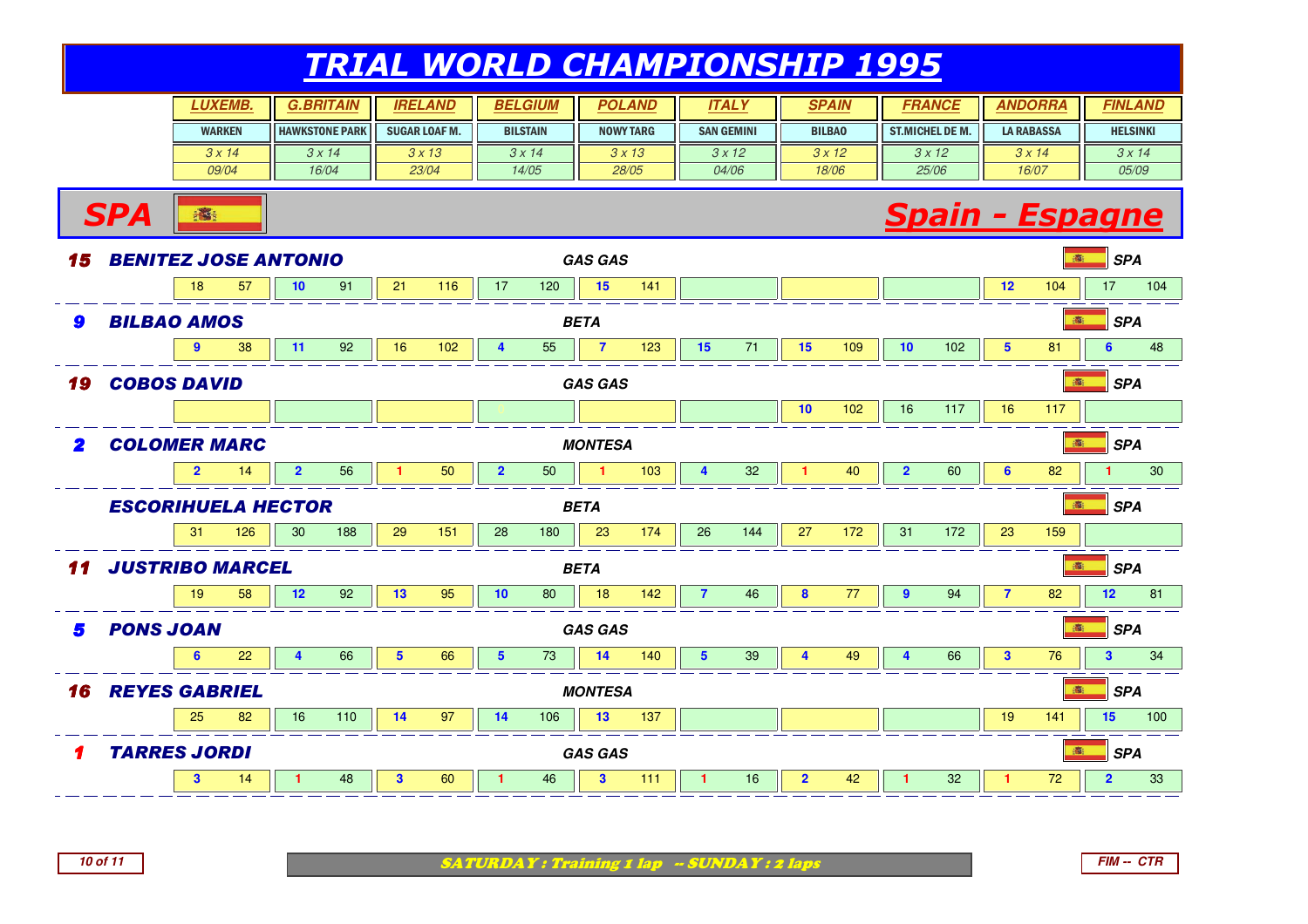# TRIAL WORLD CHAMPIONSHIP 1995

| | LUXEMB. | G.BRITAIN | IRELAND | BELGIUM | POLAND | ITALY | SPAIN | FRANCE | ANDORRA | FINLAND |
|---|---|---|---|---|---|---|---|---|---|---|
| | WARKEN | HAWKSTONE PARK | SUGAR LOAF M. | BILSTAIN | NOWY TARG | SAN GEMINI | BILBAO | ST.MICHEL DE M. | LA RABASSA | HELSINKI |
| | 3 x 14 | 3 x 14 | 3 x 13 | 3 x 14 | 3 x 13 | 3 x 12 | 3 x 12 | 3 x 12 | 3 x 14 | 3 x 14 |
| | 09/04 | 16/04 | 23/04 | 14/05 | 28/05 | 04/06 | 18/06 | 25/06 | 16/07 | 05/09 |

## SPA — Spain - Espagne

| No. | Rider | Machine | Nat. | LUXEMB. | G.BRITAIN | IRELAND | BELGIUM | POLAND | ITALY | SPAIN | FRANCE | ANDORRA | FINLAND |
|---|---|---|---|---|---|---|---|---|---|---|---|---|---|
| 15 | BENITEZ JOSE ANTONIO | GAS GAS | SPA | 18 57 | 10 91 | 21 116 | 17 120 | 15 141 | | | | 12 104 | 17 104 |
| 9 | BILBAO AMOS | BETA | SPA | 9 38 | 11 92 | 16 102 | 4 55 | 7 123 | 15 71 | 15 109 | 10 102 | 5 81 | 6 48 |
| 19 | COBOS DAVID | GAS GAS | SPA | | | | | | | 10 102 | 16 117 | 16 117 | |
| 2 | COLOMER MARC | MONTESA | SPA | 2 14 | 2 56 | 1 50 | 2 50 | 1 103 | 4 32 | 1 40 | 2 60 | 6 82 | 1 30 |
| | ESCORIHUELA HECTOR | BETA | SPA | 31 126 | 30 188 | 29 151 | 28 180 | 23 174 | 26 144 | 27 172 | 31 172 | 23 159 | |
| 11 | JUSTRIBO MARCEL | BETA | SPA | 19 58 | 12 92 | 13 95 | 10 80 | 18 142 | 7 46 | 8 77 | 9 94 | 7 82 | 12 81 |
| 5 | PONS JOAN | GAS GAS | SPA | 6 22 | 4 66 | 5 66 | 5 73 | 14 140 | 5 39 | 4 49 | 4 66 | 3 76 | 3 34 |
| 16 | REYES GABRIEL | MONTESA | SPA | 25 82 | 16 110 | 14 97 | 14 106 | 13 137 | | | | 19 141 | 15 100 |
| 1 | TARRES JORDI | GAS GAS | SPA | 3 14 | 1 48 | 3 60 | 1 46 | 3 111 | 1 16 | 2 42 | 1 32 | 1 72 | 2 33 |

SATURDAY : Training 1 lap -- SUNDAY : 2 laps

FIM -- CTR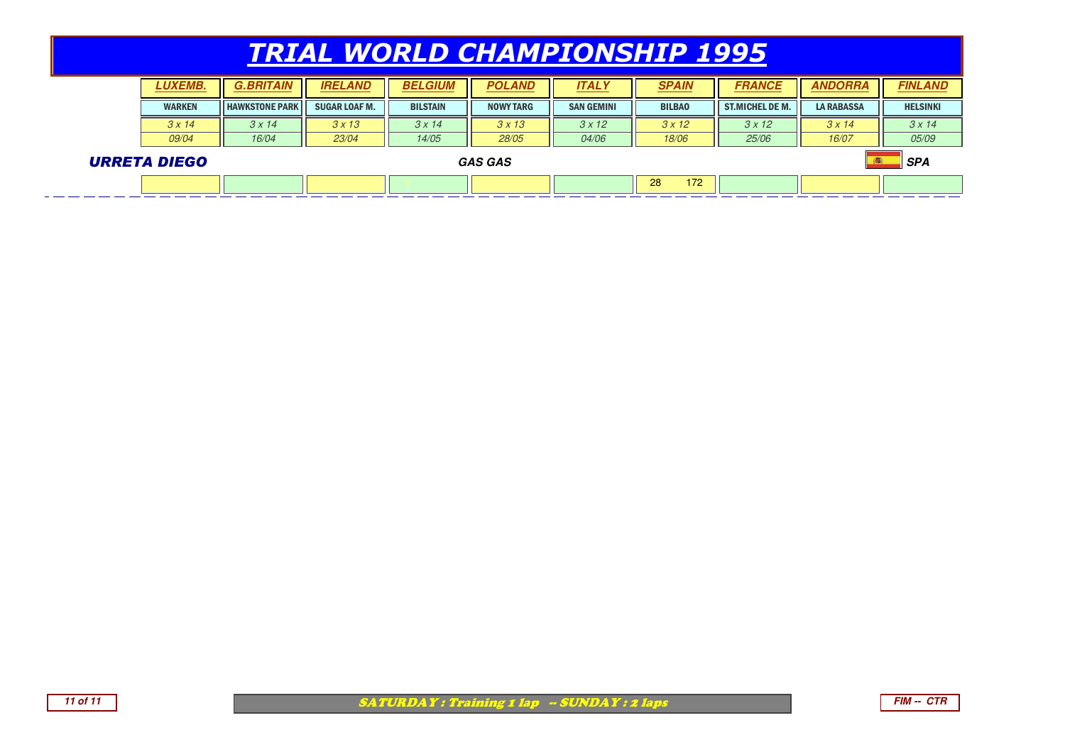# TRIAL WORLD CHAMPIONSHIP 1995

| LUXEMB. | G.BRITAIN | IRELAND | BELGIUM | POLAND | ITALY | SPAIN | FRANCE | ANDORRA | FINLAND |
|---|---|---|---|---|---|---|---|---|---|
| WARKEN | HAWKSTONE PARK | SUGAR LOAF M. | BILSTAIN | NOWY TARG | SAN GEMINI | BILBAO | ST.MICHEL DE M. | LA RABASSA | HELSINKI |
| 3 x 14 | 3 x 14 | 3 x 13 | 3 x 14 | 3 x 13 | 3 x 12 | 3 x 12 | 3 x 12 | 3 x 14 | 3 x 14 |
| 09/04 | 16/04 | 23/04 | 14/05 | 28/05 | 04/06 | 18/06 | 25/06 | 16/07 | 05/09 |

**URRETA DIEGO** — **GAS GAS** — **SPA**

| LUXEMB. | G.BRITAIN | IRELAND | BELGIUM | POLAND | ITALY | SPAIN | FRANCE | ANDORRA | FINLAND |
|---|---|---|---|---|---|---|---|---|---|
| | | | 0 | | | 28 172 | | | |

SATURDAY : Training 1 lap -- SUNDAY : 2 laps

FIM -- CTR